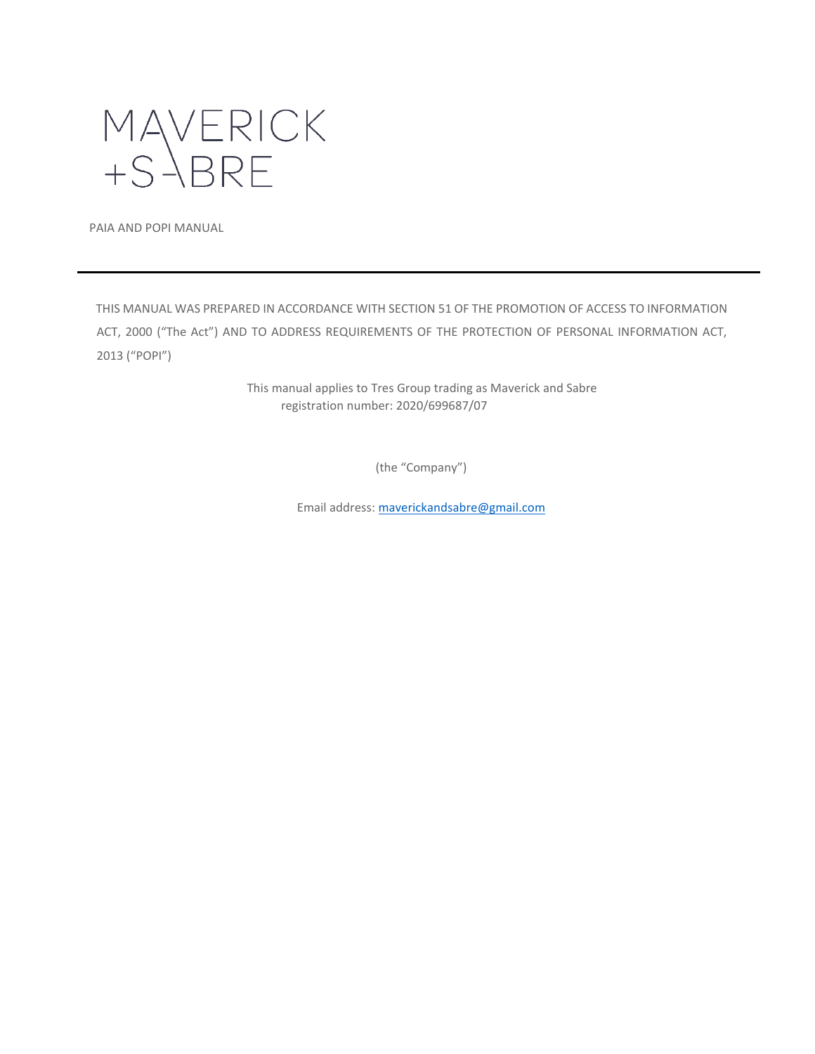# MAVERICK +SABRE

PAIA AND POPI MANUAL

---

THIS MANUAL WAS PREPARED IN ACCORDANCE WITH SECTION 51 OF THE PROMOTION OF ACCESS TO INFORMATION ACT, 2000 ("The Act") AND TO ADDRESS REQUIREMENTS OF THE PROTECTION OF PERSONAL INFORMATION ACT, 2013 ("POPI")

This manual applies to Tres Group trading as Maverick and Sabre
registration number: 2020/699687/07

(the "Company")

Email address: mavericksandsabre@gmail.com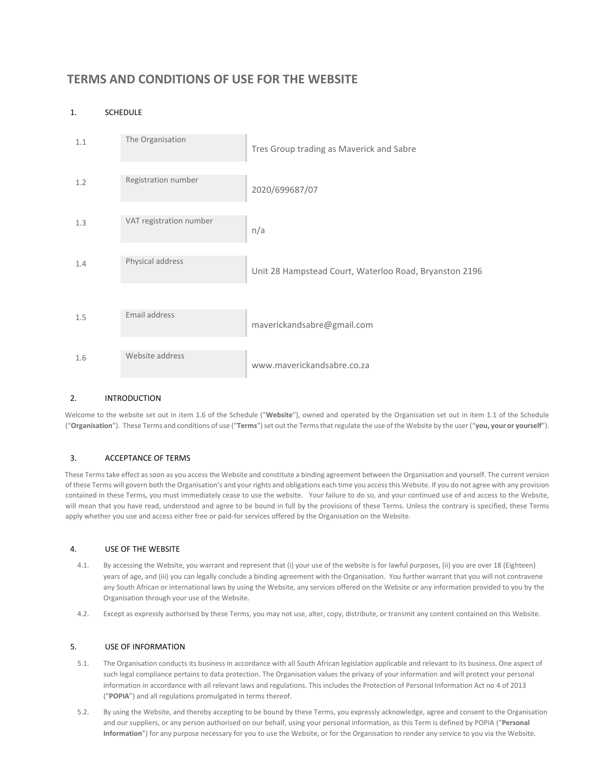# TERMS AND CONDITIONS OF USE FOR THE WEBSITE

## 1. SCHEDULE

| | | |
|---|---|---|
| 1.1 | The Organisation | Tres Group trading as Maverick and Sabre |
| 1.2 | Registration number | 2020/699687/07 |
| 1.3 | VAT registration number | n/a |
| 1.4 | Physical address | Unit 28 Hampstead Court, Waterloo Road, Bryanston 2196 |
| 1.5 | Email address | maverickandsabre@gmail.com |
| 1.6 | Website address | www.maverickandsabre.co.za |

## 2. INTRODUCTION

Welcome to the website set out in item 1.6 of the Schedule ("**Website**"), owned and operated by the Organisation set out in item 1.1 of the Schedule ("**Organisation**"). These Terms and conditions of use ("**Terms**") set out the Terms that regulate the use of the Website by the user ("**you, your or yourself**").

## 3. ACCEPTANCE OF TERMS

These Terms take effect as soon as you access the Website and constitute a binding agreement between the Organisation and yourself. The current version of these Terms will govern both the Organisation's and your rights and obligations each time you access this Website. If you do not agree with any provision contained in these Terms, you must immediately cease to use the website. Your failure to do so, and your continued use of and access to the Website, will mean that you have read, understood and agree to be bound in full by the provisions of these Terms. Unless the contrary is specified, these Terms apply whether you use and access either free or paid-for services offered by the Organisation on the Website.

## 4. USE OF THE WEBSITE

4.1. By accessing the Website, you warrant and represent that (i) your use of the website is for lawful purposes, (ii) you are over 18 (Eighteen) years of age, and (iii) you can legally conclude a binding agreement with the Organisation. You further warrant that you will not contravene any South African or international laws by using the Website, any services offered on the Website or any information provided to you by the Organisation through your use of the Website.

4.2. Except as expressly authorised by these Terms, you may not use, alter, copy, distribute, or transmit any content contained on this Website.

## 5. USE OF INFORMATION

5.1. The Organisation conducts its business in accordance with all South African legislation applicable and relevant to its business. One aspect of such legal compliance pertains to data protection. The Organisation values the privacy of your information and will protect your personal information in accordance with all relevant laws and regulations. This includes the Protection of Personal Information Act no 4 of 2013 ("**POPIA**") and all regulations promulgated in terms thereof.

5.2. By using the Website, and thereby accepting to be bound by these Terms, you expressly acknowledge, agree and consent to the Organisation and our suppliers, or any person authorised on our behalf, using your personal information, as this Term is defined by POPIA ("**Personal Information**") for any purpose necessary for you to use the Website, or for the Organisation to render any service to you via the Website.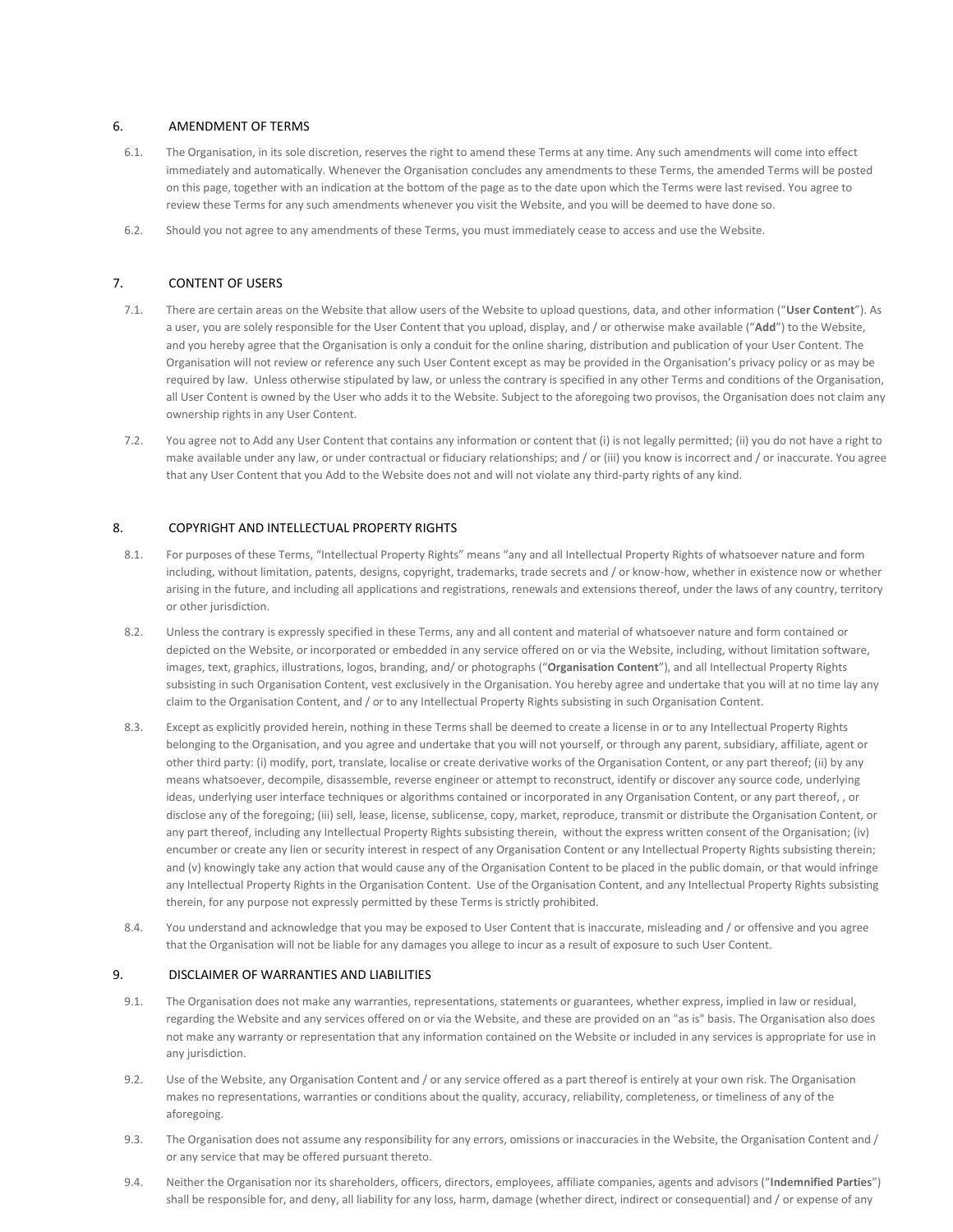## 6. AMENDMENT OF TERMS

6.1. The Organisation, in its sole discretion, reserves the right to amend these Terms at any time. Any such amendments will come into effect immediately and automatically. Whenever the Organisation concludes any amendments to these Terms, the amended Terms will be posted on this page, together with an indication at the bottom of the page as to the date upon which the Terms were last revised. You agree to review these Terms for any such amendments whenever you visit the Website, and you will be deemed to have done so.

6.2. Should you not agree to any amendments of these Terms, you must immediately cease to access and use the Website.

## 7. CONTENT OF USERS

7.1. There are certain areas on the Website that allow users of the Website to upload questions, data, and other information ("**User Content**"). As a user, you are solely responsible for the User Content that you upload, display, and / or otherwise make available ("**Add**") to the Website, and you hereby agree that the Organisation is only a conduit for the online sharing, distribution and publication of your User Content. The Organisation will not review or reference any such User Content except as may be provided in the Organisation's privacy policy or as may be required by law. Unless otherwise stipulated by law, or unless the contrary is specified in any other Terms and conditions of the Organisation, all User Content is owned by the User who adds it to the Website. Subject to the aforegoing two provisos, the Organisation does not claim any ownership rights in any User Content.

7.2. You agree not to Add any User Content that contains any information or content that (i) is not legally permitted; (ii) you do not have a right to make available under any law, or under contractual or fiduciary relationships; and / or (iii) you know is incorrect and / or inaccurate. You agree that any User Content that you Add to the Website does not and will not violate any third-party rights of any kind.

## 8. COPYRIGHT AND INTELLECTUAL PROPERTY RIGHTS

8.1. For purposes of these Terms, "Intellectual Property Rights" means "any and all Intellectual Property Rights of whatsoever nature and form including, without limitation, patents, designs, copyright, trademarks, trade secrets and / or know-how, whether in existence now or whether arising in the future, and including all applications and registrations, renewals and extensions thereof, under the laws of any country, territory or other jurisdiction.

8.2. Unless the contrary is expressly specified in these Terms, any and all content and material of whatsoever nature and form contained or depicted on the Website, or incorporated or embedded in any service offered on or via the Website, including, without limitation software, images, text, graphics, illustrations, logos, branding, and/ or photographs ("**Organisation Content**"), and all Intellectual Property Rights subsisting in such Organisation Content, vest exclusively in the Organisation. You hereby agree and undertake that you will at no time lay any claim to the Organisation Content, and / or to any Intellectual Property Rights subsisting in such Organisation Content.

8.3. Except as explicitly provided herein, nothing in these Terms shall be deemed to create a license in or to any Intellectual Property Rights belonging to the Organisation, and you agree and undertake that you will not yourself, or through any parent, subsidiary, affiliate, agent or other third party: (i) modify, port, translate, localise or create derivative works of the Organisation Content, or any part thereof; (ii) by any means whatsoever, decompile, disassemble, reverse engineer or attempt to reconstruct, identify or discover any source code, underlying ideas, underlying user interface techniques or algorithms contained or incorporated in any Organisation Content, or any part thereof, , or disclose any of the foregoing; (iii) sell, lease, license, sublicense, copy, market, reproduce, transmit or distribute the Organisation Content, or any part thereof, including any Intellectual Property Rights subsisting therein, without the express written consent of the Organisation; (iv) encumber or create any lien or security interest in respect of any Organisation Content or any Intellectual Property Rights subsisting therein; and (v) knowingly take any action that would cause any of the Organisation Content to be placed in the public domain, or that would infringe any Intellectual Property Rights in the Organisation Content. Use of the Organisation Content, and any Intellectual Property Rights subsisting therein, for any purpose not expressly permitted by these Terms is strictly prohibited.

8.4. You understand and acknowledge that you may be exposed to User Content that is inaccurate, misleading and / or offensive and you agree that the Organisation will not be liable for any damages you allege to incur as a result of exposure to such User Content.

## 9. DISCLAIMER OF WARRANTIES AND LIABILITIES

9.1. The Organisation does not make any warranties, representations, statements or guarantees, whether express, implied in law or residual, regarding the Website and any services offered on or via the Website, and these are provided on an "as is" basis. The Organisation also does not make any warranty or representation that any information contained on the Website or included in any services is appropriate for use in any jurisdiction.

9.2. Use of the Website, any Organisation Content and / or any service offered as a part thereof is entirely at your own risk. The Organisation makes no representations, warranties or conditions about the quality, accuracy, reliability, completeness, or timeliness of any of the aforegoing.

9.3. The Organisation does not assume any responsibility for any errors, omissions or inaccuracies in the Website, the Organisation Content and / or any service that may be offered pursuant thereto.

9.4. Neither the Organisation nor its shareholders, officers, directors, employees, affiliate companies, agents and advisors ("**Indemnified Parties**") shall be responsible for, and deny, all liability for any loss, harm, damage (whether direct, indirect or consequential) and / or expense of any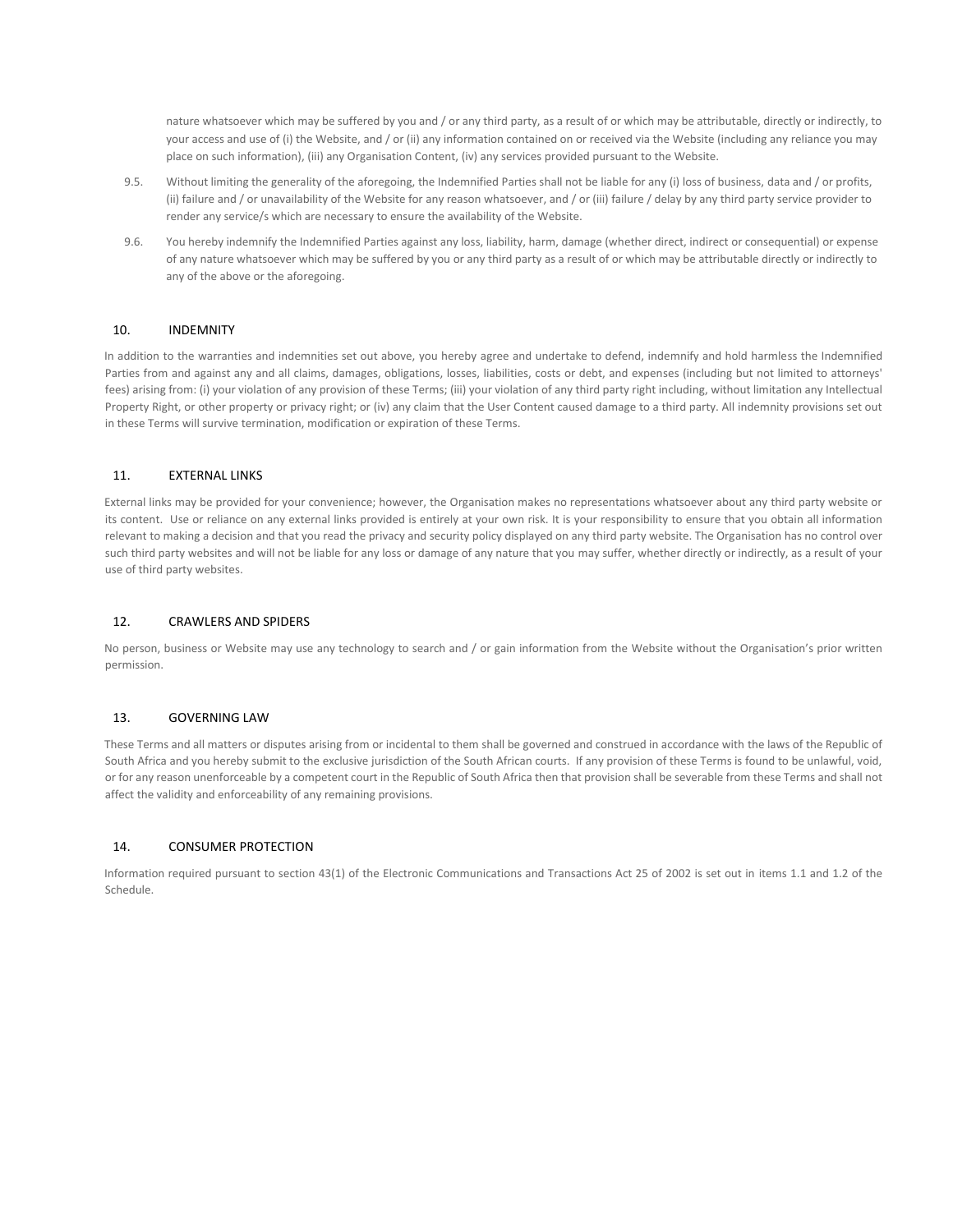nature whatsoever which may be suffered by you and / or any third party, as a result of or which may be attributable, directly or indirectly, to your access and use of (i) the Website, and / or (ii) any information contained on or received via the Website (including any reliance you may place on such information), (iii) any Organisation Content, (iv) any services provided pursuant to the Website.

9.5. Without limiting the generality of the aforegoing, the Indemnified Parties shall not be liable for any (i) loss of business, data and / or profits, (ii) failure and / or unavailability of the Website for any reason whatsoever, and / or (iii) failure / delay by any third party service provider to render any service/s which are necessary to ensure the availability of the Website.

9.6. You hereby indemnify the Indemnified Parties against any loss, liability, harm, damage (whether direct, indirect or consequential) or expense of any nature whatsoever which may be suffered by you or any third party as a result of or which may be attributable directly or indirectly to any of the above or the aforegoing.

## 10. INDEMNITY

In addition to the warranties and indemnities set out above, you hereby agree and undertake to defend, indemnify and hold harmless the Indemnified Parties from and against any and all claims, damages, obligations, losses, liabilities, costs or debt, and expenses (including but not limited to attorneys' fees) arising from: (i) your violation of any provision of these Terms; (iii) your violation of any third party right including, without limitation any Intellectual Property Right, or other property or privacy right; or (iv) any claim that the User Content caused damage to a third party. All indemnity provisions set out in these Terms will survive termination, modification or expiration of these Terms.

## 11. EXTERNAL LINKS

External links may be provided for your convenience; however, the Organisation makes no representations whatsoever about any third party website or its content. Use or reliance on any external links provided is entirely at your own risk. It is your responsibility to ensure that you obtain all information relevant to making a decision and that you read the privacy and security policy displayed on any third party website. The Organisation has no control over such third party websites and will not be liable for any loss or damage of any nature that you may suffer, whether directly or indirectly, as a result of your use of third party websites.

## 12. CRAWLERS AND SPIDERS

No person, business or Website may use any technology to search and / or gain information from the Website without the Organisation's prior written permission.

## 13. GOVERNING LAW

These Terms and all matters or disputes arising from or incidental to them shall be governed and construed in accordance with the laws of the Republic of South Africa and you hereby submit to the exclusive jurisdiction of the South African courts. If any provision of these Terms is found to be unlawful, void, or for any reason unenforceable by a competent court in the Republic of South Africa then that provision shall be severable from these Terms and shall not affect the validity and enforceability of any remaining provisions.

## 14. CONSUMER PROTECTION

Information required pursuant to section 43(1) of the Electronic Communications and Transactions Act 25 of 2002 is set out in items 1.1 and 1.2 of the Schedule.